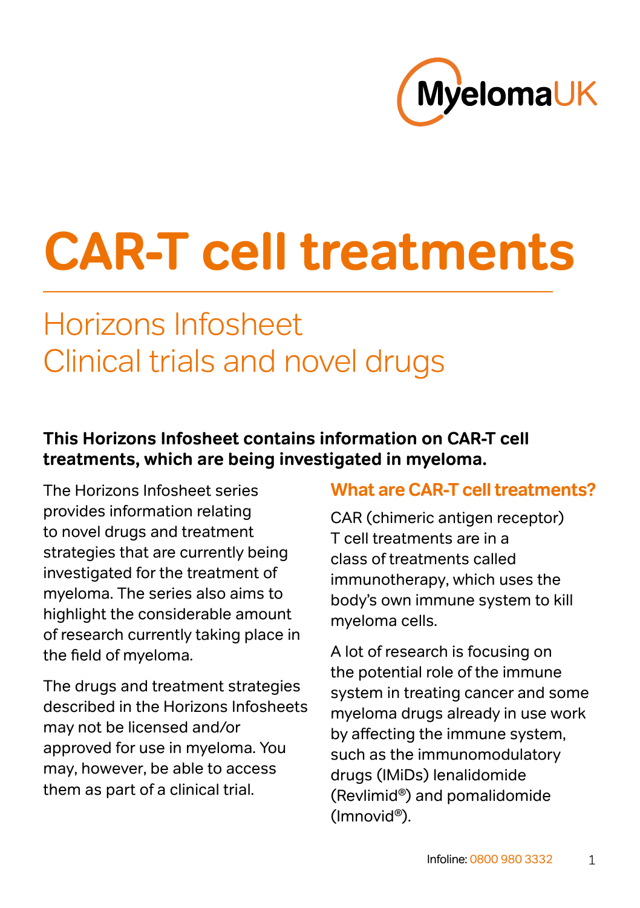MyelomaUK

# CAR-T cell treatments

## Horizons Infosheet
## Clinical trials and novel drugs

**This Horizons Infosheet contains information on CAR-T cell treatments, which are being investigated in myeloma.**

The Horizons Infosheet series provides information relating to novel drugs and treatment strategies that are currently being investigated for the treatment of myeloma. The series also aims to highlight the considerable amount of research currently taking place in the field of myeloma.

The drugs and treatment strategies described in the Horizons Infosheets may not be licensed and/or approved for use in myeloma. You may, however, be able to access them as part of a clinical trial.

### What are CAR-T cell treatments?

CAR (chimeric antigen receptor) T cell treatments are in a class of treatments called immunotherapy, which uses the body's own immune system to kill myeloma cells.

A lot of research is focusing on the potential role of the immune system in treating cancer and some myeloma drugs already in use work by affecting the immune system, such as the immunomodulatory drugs (IMiDs) lenalidomide (Revlimid®) and pomalidomide (Imnovid®).

Infoline: 0800 980 3332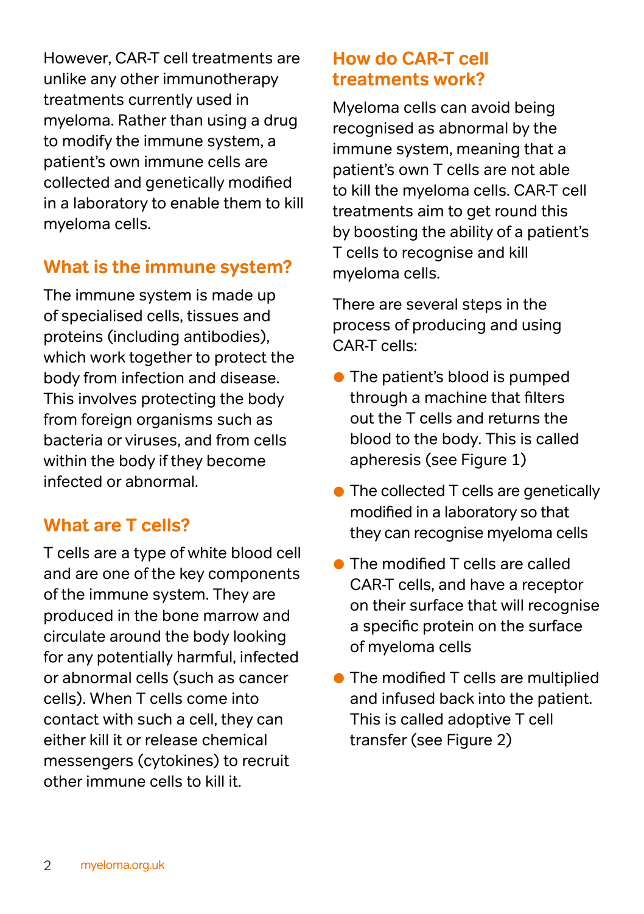However, CAR-T cell treatments are unlike any other immunotherapy treatments currently used in myeloma. Rather than using a drug to modify the immune system, a patient's own immune cells are collected and genetically modified in a laboratory to enable them to kill myeloma cells.

## What is the immune system?

The immune system is made up of specialised cells, tissues and proteins (including antibodies), which work together to protect the body from infection and disease. This involves protecting the body from foreign organisms such as bacteria or viruses, and from cells within the body if they become infected or abnormal.

## What are T cells?

T cells are a type of white blood cell and are one of the key components of the immune system. They are produced in the bone marrow and circulate around the body looking for any potentially harmful, infected or abnormal cells (such as cancer cells). When T cells come into contact with such a cell, they can either kill it or release chemical messengers (cytokines) to recruit other immune cells to kill it.

## How do CAR-T cell treatments work?

Myeloma cells can avoid being recognised as abnormal by the immune system, meaning that a patient's own T cells are not able to kill the myeloma cells. CAR-T cell treatments aim to get round this by boosting the ability of a patient's T cells to recognise and kill myeloma cells.

There are several steps in the process of producing and using CAR-T cells:

- The patient's blood is pumped through a machine that filters out the T cells and returns the blood to the body. This is called apheresis (see Figure 1)
- The collected T cells are genetically modified in a laboratory so that they can recognise myeloma cells
- The modified T cells are called CAR-T cells, and have a receptor on their surface that will recognise a specific protein on the surface of myeloma cells
- The modified T cells are multiplied and infused back into the patient. This is called adoptive T cell transfer (see Figure 2)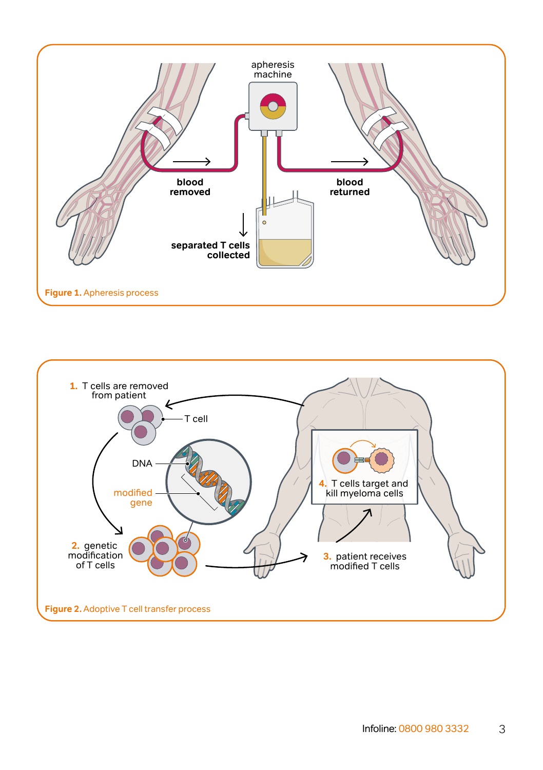apheresis machine

blood removed

blood returned

separated T cells collected

**Figure 1.** Apheresis process

1. T cells are removed from patient

T cell

DNA

modified gene

2. genetic modification of T cells

3. patient receives modified T cells

4. T cells target and kill myeloma cells

**Figure 2.** Adoptive T cell transfer process

Infoline: 0800 980 3332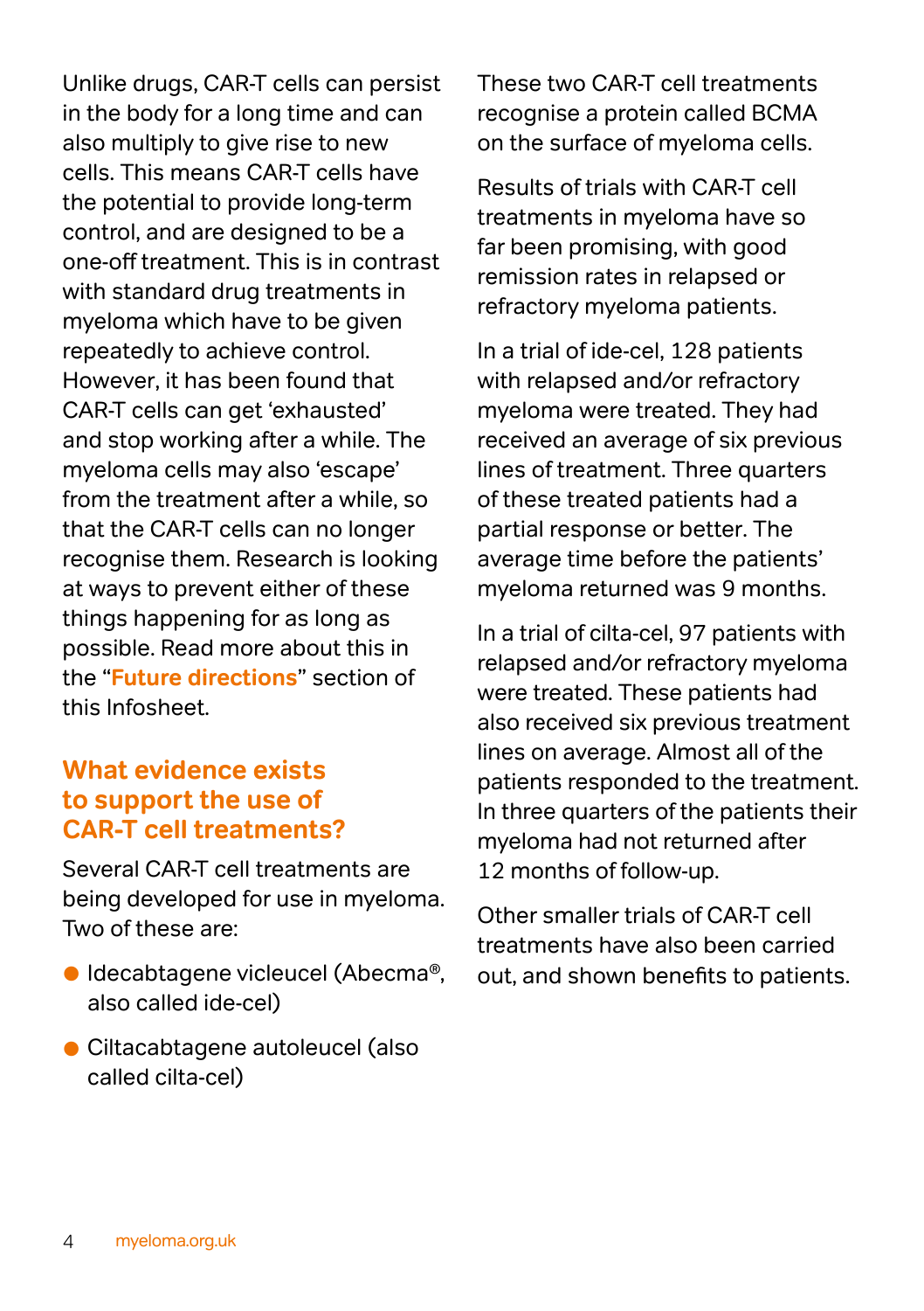Unlike drugs, CAR-T cells can persist in the body for a long time and can also multiply to give rise to new cells. This means CAR-T cells have the potential to provide long-term control, and are designed to be a one-off treatment. This is in contrast with standard drug treatments in myeloma which have to be given repeatedly to achieve control. However, it has been found that CAR-T cells can get 'exhausted' and stop working after a while. The myeloma cells may also 'escape' from the treatment after a while, so that the CAR-T cells can no longer recognise them. Research is looking at ways to prevent either of these things happening for as long as possible. Read more about this in the "**Future directions**" section of this Infosheet.

## What evidence exists to support the use of CAR-T cell treatments?

Several CAR-T cell treatments are being developed for use in myeloma. Two of these are:

- Idecabtagene vicleucel (Abecma®, also called ide-cel)
- Ciltacabtagene autoleucel (also called cilta-cel)

These two CAR-T cell treatments recognise a protein called BCMA on the surface of myeloma cells.

Results of trials with CAR-T cell treatments in myeloma have so far been promising, with good remission rates in relapsed or refractory myeloma patients.

In a trial of ide-cel, 128 patients with relapsed and/or refractory myeloma were treated. They had received an average of six previous lines of treatment. Three quarters of these treated patients had a partial response or better. The average time before the patients' myeloma returned was 9 months.

In a trial of cilta-cel, 97 patients with relapsed and/or refractory myeloma were treated. These patients had also received six previous treatment lines on average. Almost all of the patients responded to the treatment. In three quarters of the patients their myeloma had not returned after 12 months of follow-up.

Other smaller trials of CAR-T cell treatments have also been carried out, and shown benefits to patients.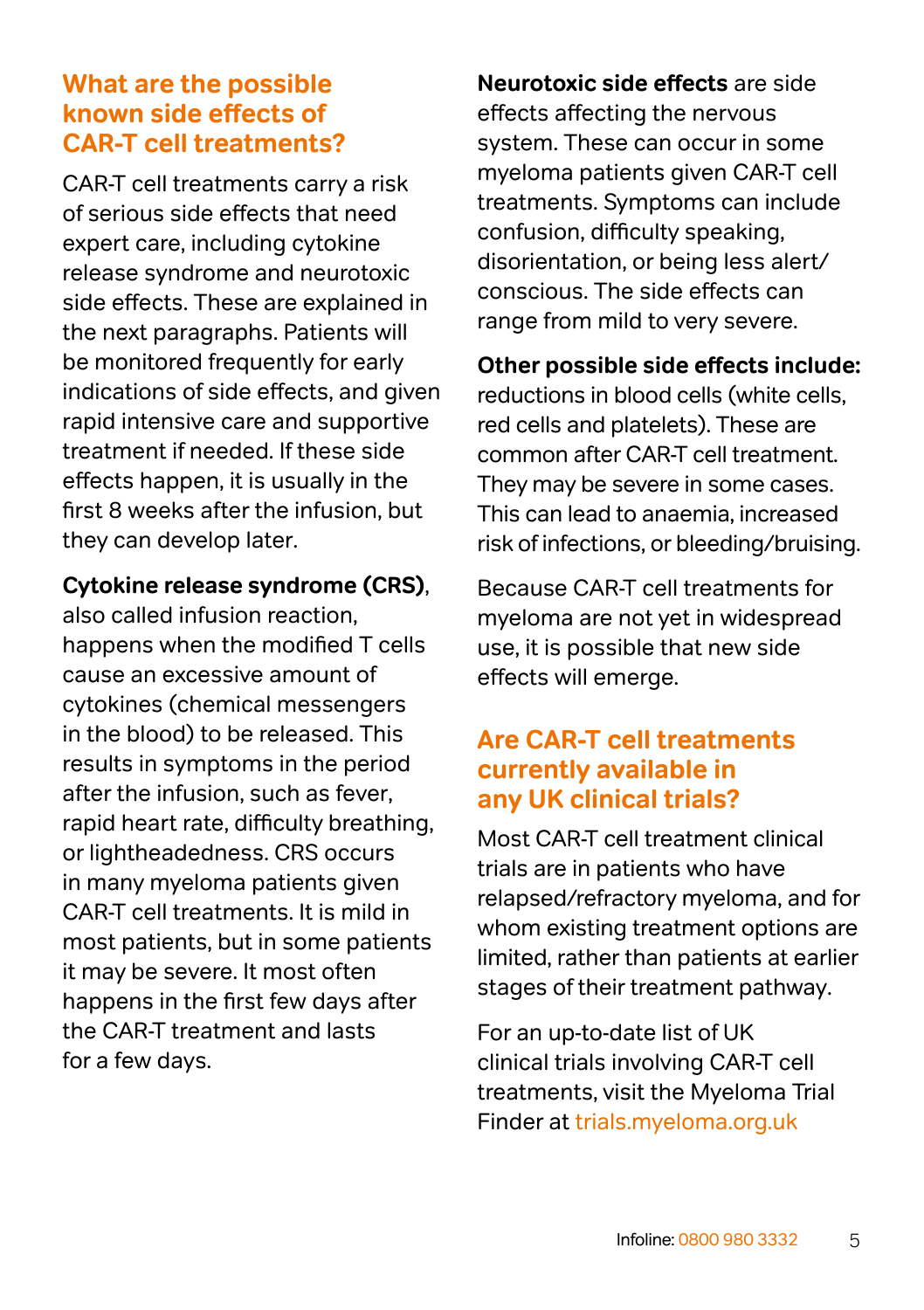## What are the possible known side effects of CAR-T cell treatments?

CAR-T cell treatments carry a risk of serious side effects that need expert care, including cytokine release syndrome and neurotoxic side effects. These are explained in the next paragraphs. Patients will be monitored frequently for early indications of side effects, and given rapid intensive care and supportive treatment if needed. If these side effects happen, it is usually in the first 8 weeks after the infusion, but they can develop later.

**Cytokine release syndrome (CRS)**, also called infusion reaction, happens when the modified T cells cause an excessive amount of cytokines (chemical messengers in the blood) to be released. This results in symptoms in the period after the infusion, such as fever, rapid heart rate, difficulty breathing, or lightheadedness. CRS occurs in many myeloma patients given CAR-T cell treatments. It is mild in most patients, but in some patients it may be severe. It most often happens in the first few days after the CAR-T treatment and lasts for a few days.

**Neurotoxic side effects** are side effects affecting the nervous system. These can occur in some myeloma patients given CAR-T cell treatments. Symptoms can include confusion, difficulty speaking, disorientation, or being less alert/conscious. The side effects can range from mild to very severe.

**Other possible side effects include:** reductions in blood cells (white cells, red cells and platelets). These are common after CAR-T cell treatment. They may be severe in some cases. This can lead to anaemia, increased risk of infections, or bleeding/bruising.

Because CAR-T cell treatments for myeloma are not yet in widespread use, it is possible that new side effects will emerge.

## Are CAR-T cell treatments currently available in any UK clinical trials?

Most CAR-T cell treatment clinical trials are in patients who have relapsed/refractory myeloma, and for whom existing treatment options are limited, rather than patients at earlier stages of their treatment pathway.

For an up-to-date list of UK clinical trials involving CAR-T cell treatments, visit the Myeloma Trial Finder at trials.myeloma.org.uk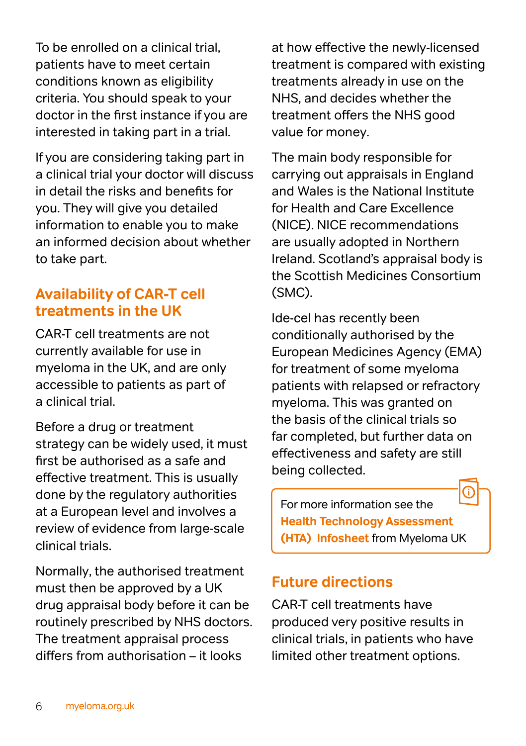To be enrolled on a clinical trial, patients have to meet certain conditions known as eligibility criteria. You should speak to your doctor in the first instance if you are interested in taking part in a trial.

If you are considering taking part in a clinical trial your doctor will discuss in detail the risks and benefits for you. They will give you detailed information to enable you to make an informed decision about whether to take part.

## Availability of CAR-T cell treatments in the UK

CAR-T cell treatments are not currently available for use in myeloma in the UK, and are only accessible to patients as part of a clinical trial.

Before a drug or treatment strategy can be widely used, it must first be authorised as a safe and effective treatment. This is usually done by the regulatory authorities at a European level and involves a review of evidence from large-scale clinical trials.

Normally, the authorised treatment must then be approved by a UK drug appraisal body before it can be routinely prescribed by NHS doctors. The treatment appraisal process differs from authorisation – it looks at how effective the newly-licensed treatment is compared with existing treatments already in use on the NHS, and decides whether the treatment offers the NHS good value for money.

The main body responsible for carrying out appraisals in England and Wales is the National Institute for Health and Care Excellence (NICE). NICE recommendations are usually adopted in Northern Ireland. Scotland's appraisal body is the Scottish Medicines Consortium (SMC).

Ide-cel has recently been conditionally authorised by the European Medicines Agency (EMA) for treatment of some myeloma patients with relapsed or refractory myeloma. This was granted on the basis of the clinical trials so far completed, but further data on effectiveness and safety are still being collected.

For more information see the **Health Technology Assessment (HTA) Infosheet** from Myeloma UK

## Future directions

CAR-T cell treatments have produced very positive results in clinical trials, in patients who have limited other treatment options.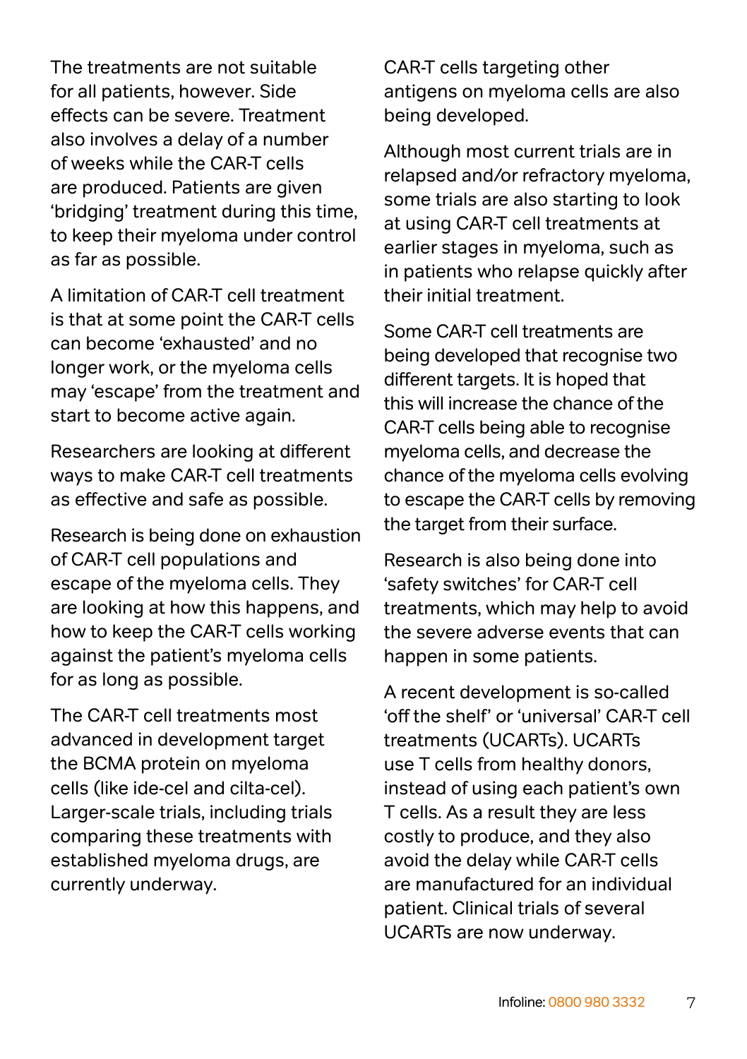The treatments are not suitable for all patients, however. Side effects can be severe. Treatment also involves a delay of a number of weeks while the CAR-T cells are produced. Patients are given 'bridging' treatment during this time, to keep their myeloma under control as far as possible.

A limitation of CAR-T cell treatment is that at some point the CAR-T cells can become 'exhausted' and no longer work, or the myeloma cells may 'escape' from the treatment and start to become active again.

Researchers are looking at different ways to make CAR-T cell treatments as effective and safe as possible.

Research is being done on exhaustion of CAR-T cell populations and escape of the myeloma cells. They are looking at how this happens, and how to keep the CAR-T cells working against the patient's myeloma cells for as long as possible.

The CAR-T cell treatments most advanced in development target the BCMA protein on myeloma cells (like ide-cel and cilta-cel). Larger-scale trials, including trials comparing these treatments with established myeloma drugs, are currently underway.

CAR-T cells targeting other antigens on myeloma cells are also being developed.

Although most current trials are in relapsed and/or refractory myeloma, some trials are also starting to look at using CAR-T cell treatments at earlier stages in myeloma, such as in patients who relapse quickly after their initial treatment.

Some CAR-T cell treatments are being developed that recognise two different targets. It is hoped that this will increase the chance of the CAR-T cells being able to recognise myeloma cells, and decrease the chance of the myeloma cells evolving to escape the CAR-T cells by removing the target from their surface.

Research is also being done into 'safety switches' for CAR-T cell treatments, which may help to avoid the severe adverse events that can happen in some patients.

A recent development is so-called 'off the shelf' or 'universal' CAR-T cell treatments (UCARTs). UCARTs use T cells from healthy donors, instead of using each patient's own T cells. As a result they are less costly to produce, and they also avoid the delay while CAR-T cells are manufactured for an individual patient. Clinical trials of several UCARTs are now underway.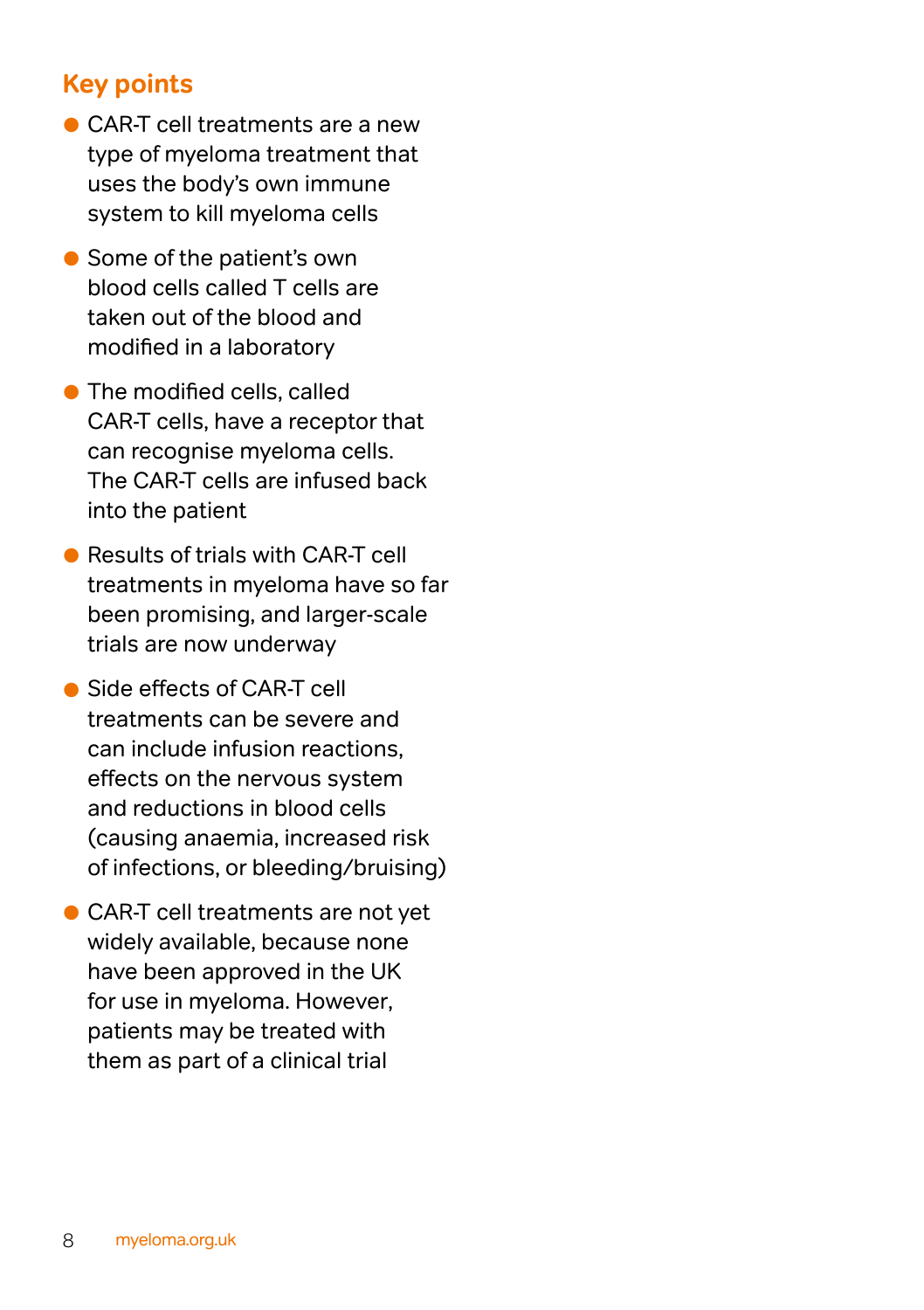## Key points

- CAR-T cell treatments are a new type of myeloma treatment that uses the body's own immune system to kill myeloma cells
- Some of the patient's own blood cells called T cells are taken out of the blood and modified in a laboratory
- The modified cells, called CAR-T cells, have a receptor that can recognise myeloma cells. The CAR-T cells are infused back into the patient
- Results of trials with CAR-T cell treatments in myeloma have so far been promising, and larger-scale trials are now underway
- Side effects of CAR-T cell treatments can be severe and can include infusion reactions, effects on the nervous system and reductions in blood cells (causing anaemia, increased risk of infections, or bleeding/bruising)
- CAR-T cell treatments are not yet widely available, because none have been approved in the UK for use in myeloma. However, patients may be treated with them as part of a clinical trial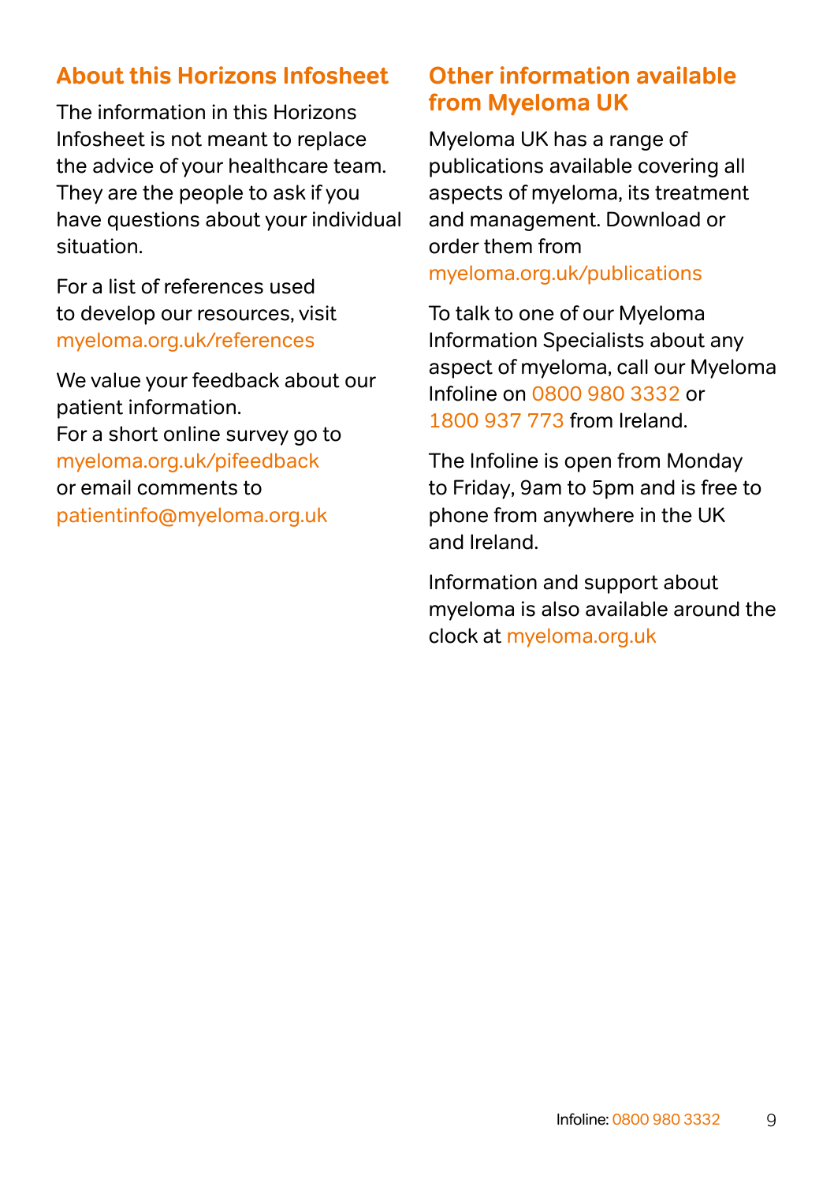## About this Horizons Infosheet

The information in this Horizons Infosheet is not meant to replace the advice of your healthcare team. They are the people to ask if you have questions about your individual situation.

For a list of references used to develop our resources, visit myeloma.org.uk/references

We value your feedback about our patient information.
For a short online survey go to myeloma.org.uk/pifeedback or email comments to patientinfo@myeloma.org.uk

## Other information available from Myeloma UK

Myeloma UK has a range of publications available covering all aspects of myeloma, its treatment and management. Download or order them from myeloma.org.uk/publications

To talk to one of our Myeloma Information Specialists about any aspect of myeloma, call our Myeloma Infoline on 0800 980 3332 or 1800 937 773 from Ireland.

The Infoline is open from Monday to Friday, 9am to 5pm and is free to phone from anywhere in the UK and Ireland.

Information and support about myeloma is also available around the clock at myeloma.org.uk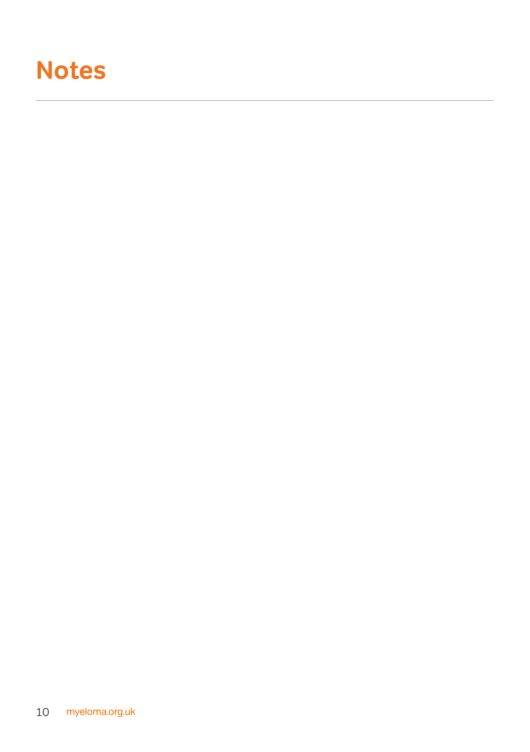# Notes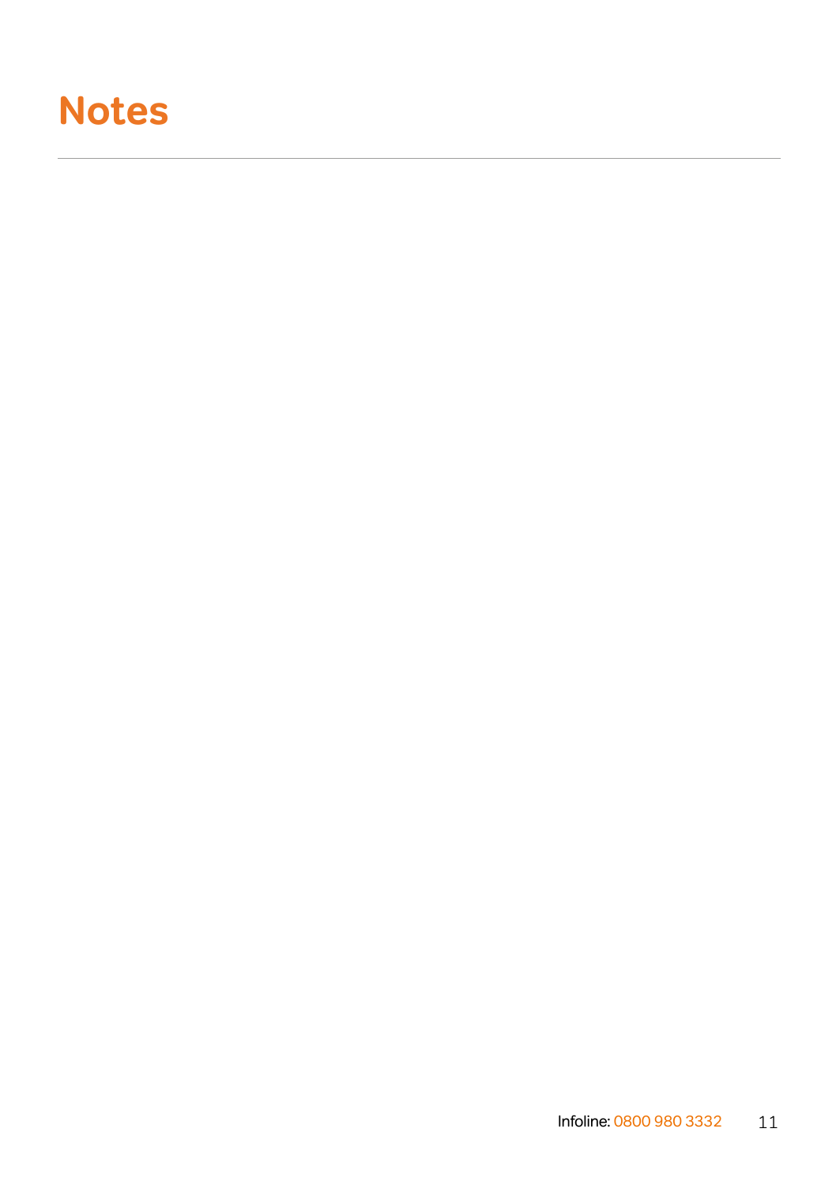# Notes

---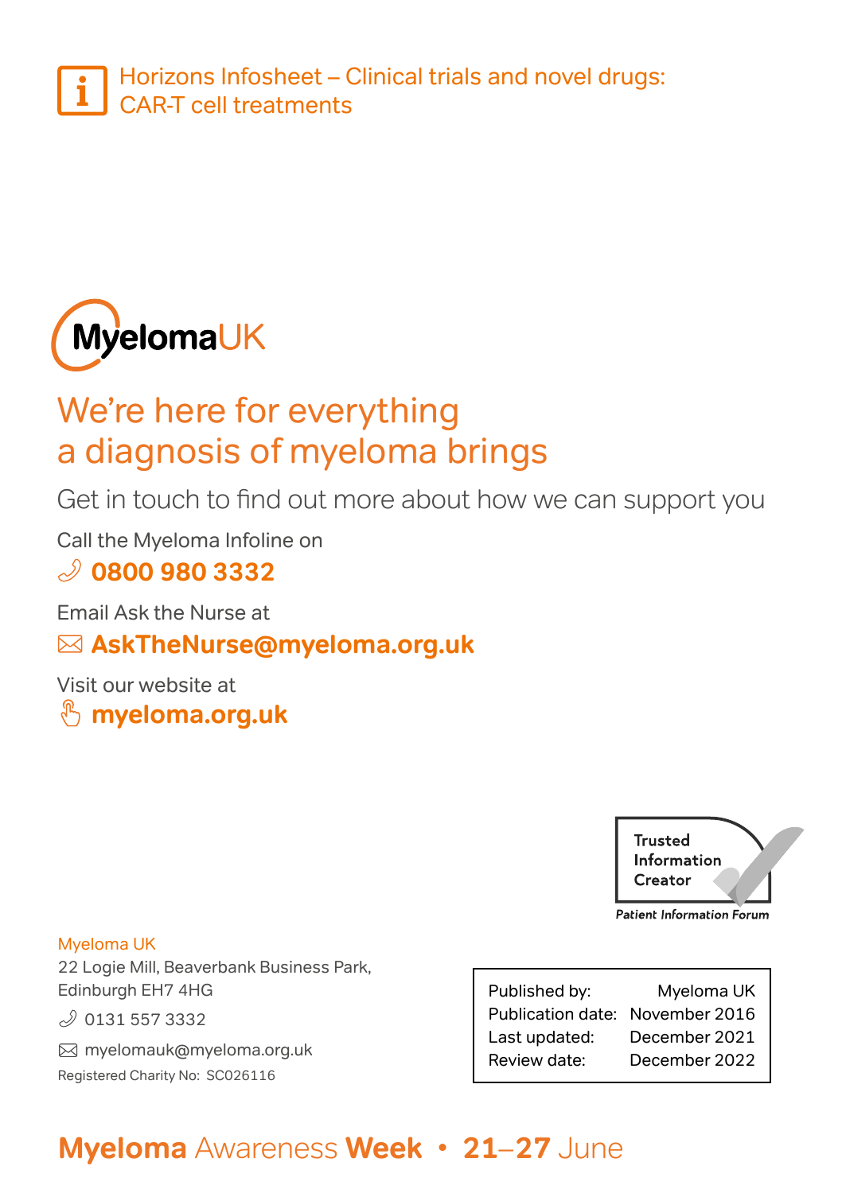Horizons Infosheet – Clinical trials and novel drugs: CAR-T cell treatments

MyelomaUK

## We're here for everything a diagnosis of myeloma brings

Get in touch to find out more about how we can support you

Call the Myeloma Infoline on

**0800 980 3332**

Email Ask the Nurse at

**AskTheNurse@myeloma.org.uk**

Visit our website at

**myeloma.org.uk**

Trusted Information Creator

*Patient Information Forum*

Myeloma UK
22 Logie Mill, Beaverbank Business Park,
Edinburgh EH7 4HG

0131 557 3332

myelomauk@myeloma.org.uk

Registered Charity No: SC026116

| | |
|---|---|
| Published by: | Myeloma UK |
| Publication date: | November 2016 |
| Last updated: | December 2021 |
| Review date: | December 2022 |

**Myeloma** Awareness **Week** • **21–27** June